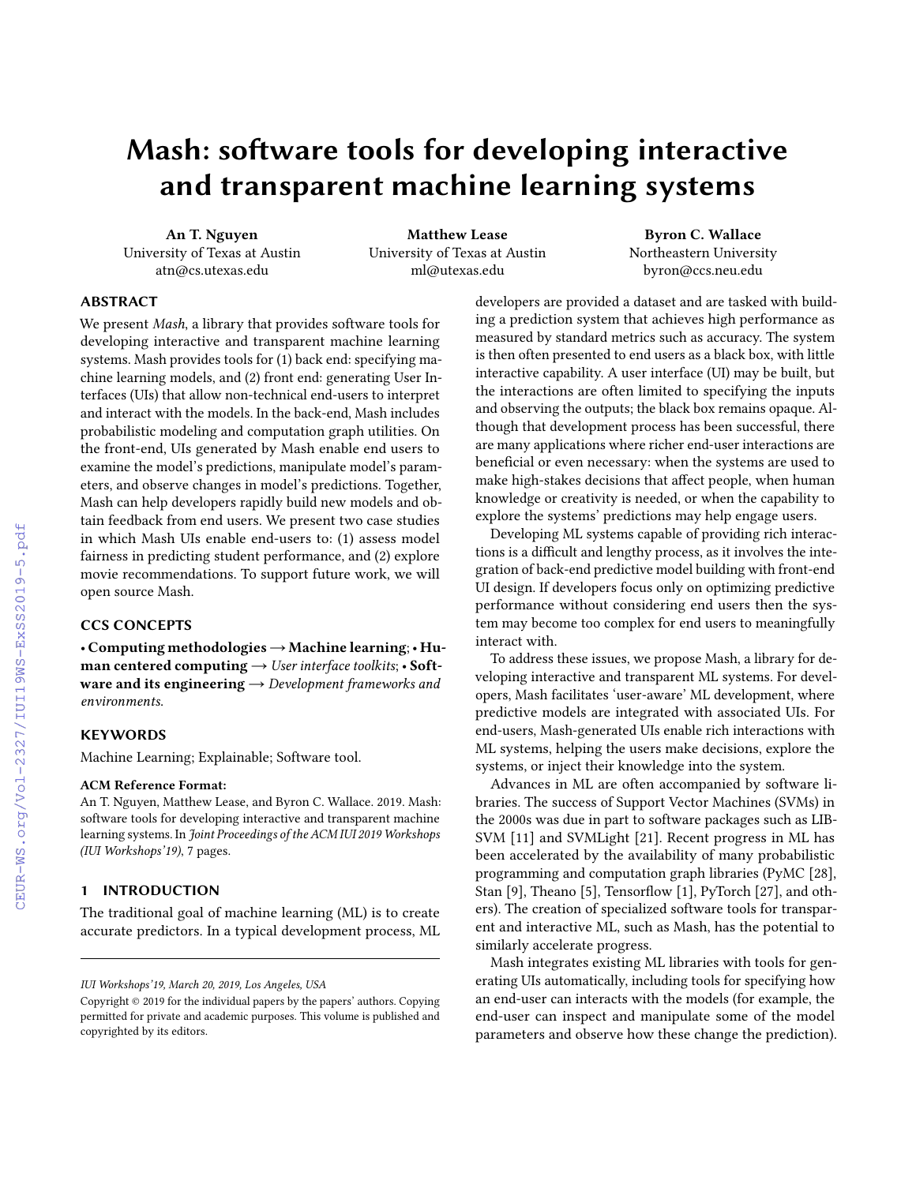# Mash: software tools for developing interactive and transparent machine learning systems

**An T. Nguyen**
University of Texas at Austin
atn@cs.utexas.edu

**Matthew Lease**
University of Texas at Austin
ml@utexas.edu

**Byron C. Wallace**
Northeastern University
byron@ccs.neu.edu

## ABSTRACT

We present *Mash*, a library that provides software tools for developing interactive and transparent machine learning systems. Mash provides tools for (1) back end: specifying machine learning models, and (2) front end: generating User Interfaces (UIs) that allow non-technical end-users to interpret and interact with the models. In the back-end, Mash includes probabilistic modeling and computation graph utilities. On the front-end, UIs generated by Mash enable end users to examine the model's predictions, manipulate model's parameters, and observe changes in model's predictions. Together, Mash can help developers rapidly build new models and obtain feedback from end users. We present two case studies in which Mash UIs enable end-users to: (1) assess model fairness in predicting student performance, and (2) explore movie recommendations. To support future work, we will open source Mash.

## CCS CONCEPTS

• **Computing methodologies** → **Machine learning**; • **Human centered computing** → *User interface toolkits*; • **Software and its engineering** → *Development frameworks and environments*.

## KEYWORDS

Machine Learning; Explainable; Software tool.

**ACM Reference Format:**

An T. Nguyen, Matthew Lease, and Byron C. Wallace. 2019. Mash: software tools for developing interactive and transparent machine learning systems. In *Joint Proceedings of the ACM IUI 2019 Workshops (IUI Workshops'19)*, 7 pages.

## 1 INTRODUCTION

The traditional goal of machine learning (ML) is to create accurate predictors. In a typical development process, ML developers are provided a dataset and are tasked with building a prediction system that achieves high performance as measured by standard metrics such as accuracy. The system is then often presented to end users as a black box, with little interactive capability. A user interface (UI) may be built, but the interactions are often limited to specifying the inputs and observing the outputs; the black box remains opaque. Although that development process has been successful, there are many applications where richer end-user interactions are beneficial or even necessary: when the systems are used to make high-stakes decisions that affect people, when human knowledge or creativity is needed, or when the capability to explore the systems' predictions may help engage users.

Developing ML systems capable of providing rich interactions is a difficult and lengthy process, as it involves the integration of back-end predictive model building with front-end UI design. If developers focus only on optimizing predictive performance without considering end users then the system may become too complex for end users to meaningfully interact with.

To address these issues, we propose Mash, a library for developing interactive and transparent ML systems. For developers, Mash facilitates 'user-aware' ML development, where predictive models are integrated with associated UIs. For end-users, Mash-generated UIs enable rich interactions with ML systems, helping the users make decisions, explore the systems, or inject their knowledge into the system.

Advances in ML are often accompanied by software libraries. The success of Support Vector Machines (SVMs) in the 2000s was due in part to software packages such as LIBSVM [11] and SVMLight [21]. Recent progress in ML has been accelerated by the availability of many probabilistic programming and computation graph libraries (PyMC [28], Stan [9], Theano [5], Tensorflow [1], PyTorch [27], and others). The creation of specialized software tools for transparent and interactive ML, such as Mash, has the potential to similarly accelerate progress.

Mash integrates existing ML libraries with tools for generating UIs automatically, including tools for specifying how an end-user can interacts with the models (for example, the end-user can inspect and manipulate some of the model parameters and observe how these change the prediction).

*IUI Workshops'19, March 20, 2019, Los Angeles, USA*

Copyright © 2019 for the individual papers by the papers' authors. Copying permitted for private and academic purposes. This volume is published and copyrighted by its editors.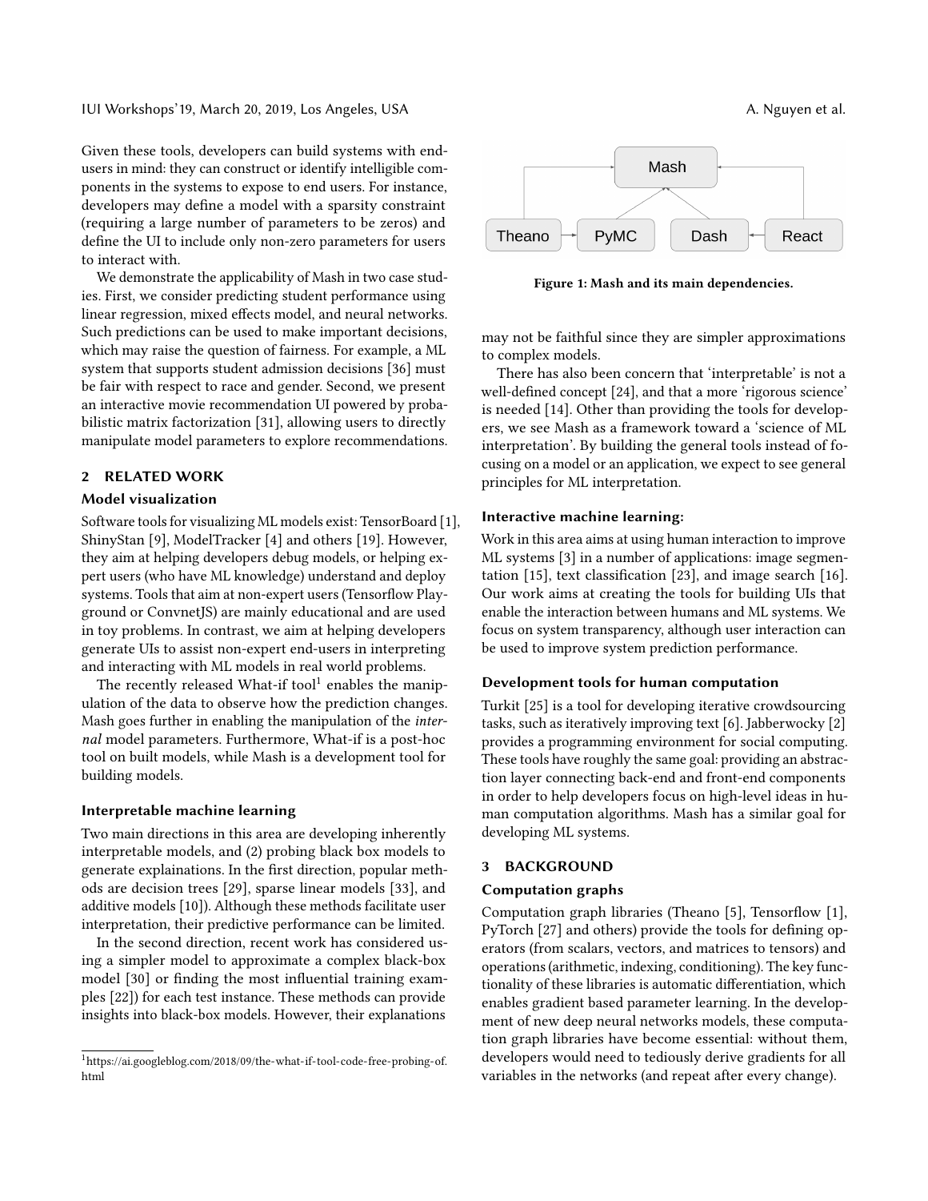Given these tools, developers can build systems with end-users in mind: they can construct or identify intelligible components in the systems to expose to end users. For instance, developers may define a model with a sparsity constraint (requiring a large number of parameters to be zeros) and define the UI to include only non-zero parameters for users to interact with.

We demonstrate the applicability of Mash in two case studies. First, we consider predicting student performance using linear regression, mixed effects model, and neural networks. Such predictions can be used to make important decisions, which may raise the question of fairness. For example, a ML system that supports student admission decisions [36] must be fair with respect to race and gender. Second, we present an interactive movie recommendation UI powered by probabilistic matrix factorization [31], allowing users to directly manipulate model parameters to explore recommendations.

## 2 RELATED WORK

### Model visualization

Software tools for visualizing ML models exist: TensorBoard [1], ShinyStan [9], ModelTracker [4] and others [19]. However, they aim at helping developers debug models, or helping expert users (who have ML knowledge) understand and deploy systems. Tools that aim at non-expert users (Tensorflow Playground or ConvnetJS) are mainly educational and are used in toy problems. In contrast, we aim at helping developers generate UIs to assist non-expert end-users in interpreting and interacting with ML models in real world problems.

The recently released What-if tool[1] enables the manipulation of the data to observe how the prediction changes. Mash goes further in enabling the manipulation of the *internal* model parameters. Furthermore, What-if is a post-hoc tool on built models, while Mash is a development tool for building models.

### Interpretable machine learning

Two main directions in this area are developing inherently interpretable models, and (2) probing black box models to generate explainations. In the first direction, popular methods are decision trees [29], sparse linear models [33], and additive models [10]). Although these methods facilitate user interpretation, their predictive performance can be limited.

In the second direction, recent work has considered using a simpler model to approximate a complex black-box model [30] or finding the most influential training examples [22]) for each test instance. These methods can provide insights into black-box models. However, their explanations may not be faithful since they are simpler approximations to complex models.

There has also been concern that 'interpretable' is not a well-defined concept [24], and that a more 'rigorous science' is needed [14]. Other than providing the tools for developers, we see Mash as a framework toward a 'science of ML interpretation'. By building the general tools instead of focusing on a model or an application, we expect to see general principles for ML interpretation.

[1] https://ai.googleblog.com/2018/09/the-what-if-tool-code-free-probing-of.html

Mash

Theano

PyMC

Dash

React

**Figure 1: Mash and its main dependencies.**

### Interactive machine learning:

Work in this area aims at using human interaction to improve ML systems [3] in a number of applications: image segmentation [15], text classification [23], and image search [16]. Our work aims at creating the tools for building UIs that enable the interaction between humans and ML systems. We focus on system transparency, although user interaction can be used to improve system prediction performance.

### Development tools for human computation

Turkit [25] is a tool for developing iterative crowdsourcing tasks, such as iteratively improving text [6]. Jabberwocky [2] provides a programming environment for social computing. These tools have roughly the same goal: providing an abstraction layer connecting back-end and front-end components in order to help developers focus on high-level ideas in human computation algorithms. Mash has a similar goal for developing ML systems.

## 3 BACKGROUND

### Computation graphs

Computation graph libraries (Theano [5], Tensorflow [1], PyTorch [27] and others) provide the tools for defining operators (from scalars, vectors, and matrices to tensors) and operations (arithmetic, indexing, conditioning). The key functionality of these libraries is automatic differentiation, which enables gradient based parameter learning. In the development of new deep neural networks models, these computation graph libraries have become essential: without them, developers would need to tediously derive gradients for all variables in the networks (and repeat after every change).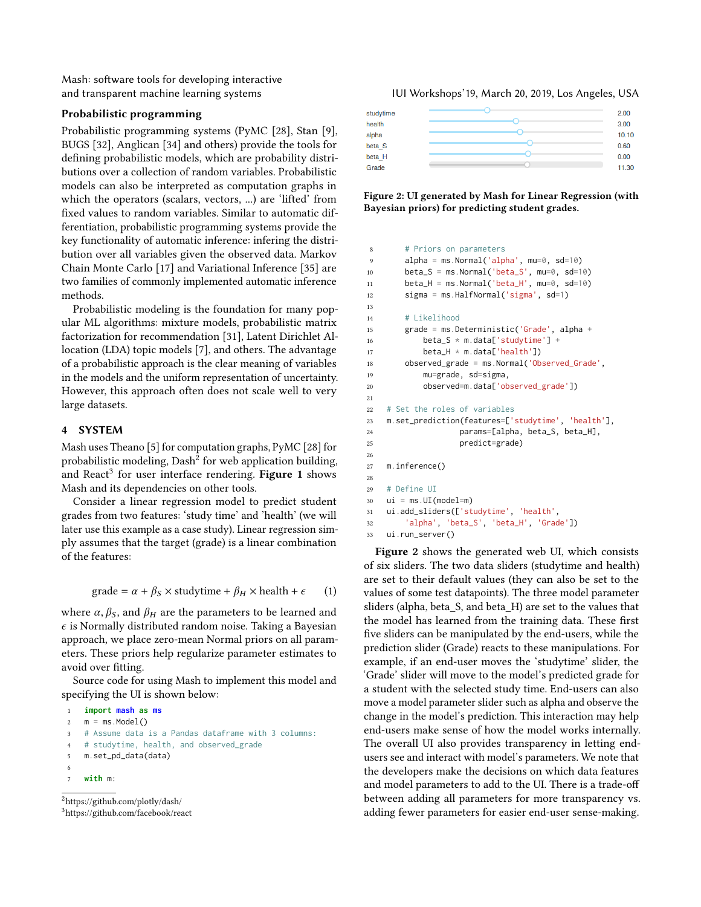### Probabilistic programming

Probabilistic programming systems (PyMC [28], Stan [9], BUGS [32], Anglican [34] and others) provide the tools for defining probabilistic models, which are probability distributions over a collection of random variables. Probabilistic models can also be interpreted as computation graphs in which the operators (scalars, vectors, ...) are 'lifted' from fixed values to random variables. Similar to automatic differentiation, probabilistic programming systems provide the key functionality of automatic inference: infering the distribution over all variables given the observed data. Markov Chain Monte Carlo [17] and Variational Inference [35] are two families of commonly implemented automatic inference methods.

Probabilistic modeling is the foundation for many popular ML algorithms: mixture models, probabilistic matrix factorization for recommendation [31], Latent Dirichlet Allocation (LDA) topic models [7], and others. The advantage of a probabilistic approach is the clear meaning of variables in the models and the uniform representation of uncertainty. However, this approach often does not scale well to very large datasets.

## 4 SYSTEM

Mash uses Theano [5] for computation graphs, PyMC [28] for probabilistic modeling, Dash[2] for web application building, and React[3] for user interface rendering. **Figure 1** shows Mash and its dependencies on other tools.

Consider a linear regression model to predict student grades from two features: 'study time' and 'health' (we will later use this example as a case study). Linear regression simply assumes that the target (grade) is a linear combination of the features:

$$\text{grade} = \alpha + \beta_S \times \text{studytime} + \beta_H \times \text{health} + \epsilon \quad (1)$$

where $\alpha, \beta_S$, and $\beta_H$ are the parameters to be learned and $\epsilon$ is Normally distributed random noise. Taking a Bayesian approach, we place zero-mean Normal priors on all parameters. These priors help regularize parameter estimates to avoid over fitting.

Source code for using Mash to implement this model and specifying the UI is shown below:

```
1  import mash as ms
2  m = ms.Model()
3  # Assume data is a Pandas dataframe with 3 columns:
4  # studytime, health, and observed_grade
5  m.set_pd_data(data)
6
7  with m:
8      # Priors on parameters
9      alpha = ms.Normal('alpha', mu=0, sd=10)
10     beta_S = ms.Normal('beta_S', mu=0, sd=10)
11     beta_H = ms.Normal('beta_H', mu=0, sd=10)
12     sigma = ms.HalfNormal('sigma', sd=1)
13
14     # Likelihood
15     grade = ms.Deterministic('Grade', alpha +
16         beta_S * m.data['studytime'] +
17         beta_H * m.data['health'])
18     observed_grade = ms.Normal('Observed_Grade',
19         mu=grade, sd=sigma,
20         observed=m.data['observed_grade'])
21
22 # Set the roles of variables
23 m.set_prediction(features=['studytime', 'health'],
24                  params=[alpha, beta_S, beta_H],
25                  predict=grade)
26
27 m.inference()
28
29 # Define UI
30 ui = ms.UI(model=m)
31 ui.add_sliders(['studytime', 'health',
32     'alpha', 'beta_S', 'beta_H', 'Grade'])
33 ui.run_server()
```

[2] https://github.com/plotly/dash/

[3] https://github.com/facebook/react

studytime 2.00
health 3.00
alpha 10.10
beta_S 0.60
beta_H 0.00
Grade 11.30

**Figure 2: UI generated by Mash for Linear Regression (with Bayesian priors) for predicting student grades.**

**Figure 2** shows the generated web UI, which consists of six sliders. The two data sliders (studytime and health) are set to their default values (they can also be set to the values of some test datapoints). The three model parameter sliders (alpha, beta_S, and beta_H) are set to the values that the model has learned from the training data. These first five sliders can be manipulated by the end-users, while the prediction slider (Grade) reacts to these manipulations. For example, if an end-user moves the 'studytime' slider, the 'Grade' slider will move to the model's predicted grade for a student with the selected study time. End-users can also move a model parameter slider such as alpha and observe the change in the model's prediction. This interaction may help end-users make sense of how the model works internally. The overall UI also provides transparency in letting end-users see and interact with model's parameters. We note that the developers make the decisions on which data features and model parameters to add to the UI. There is a trade-off between adding all parameters for more transparency vs. adding fewer parameters for easier end-user sense-making.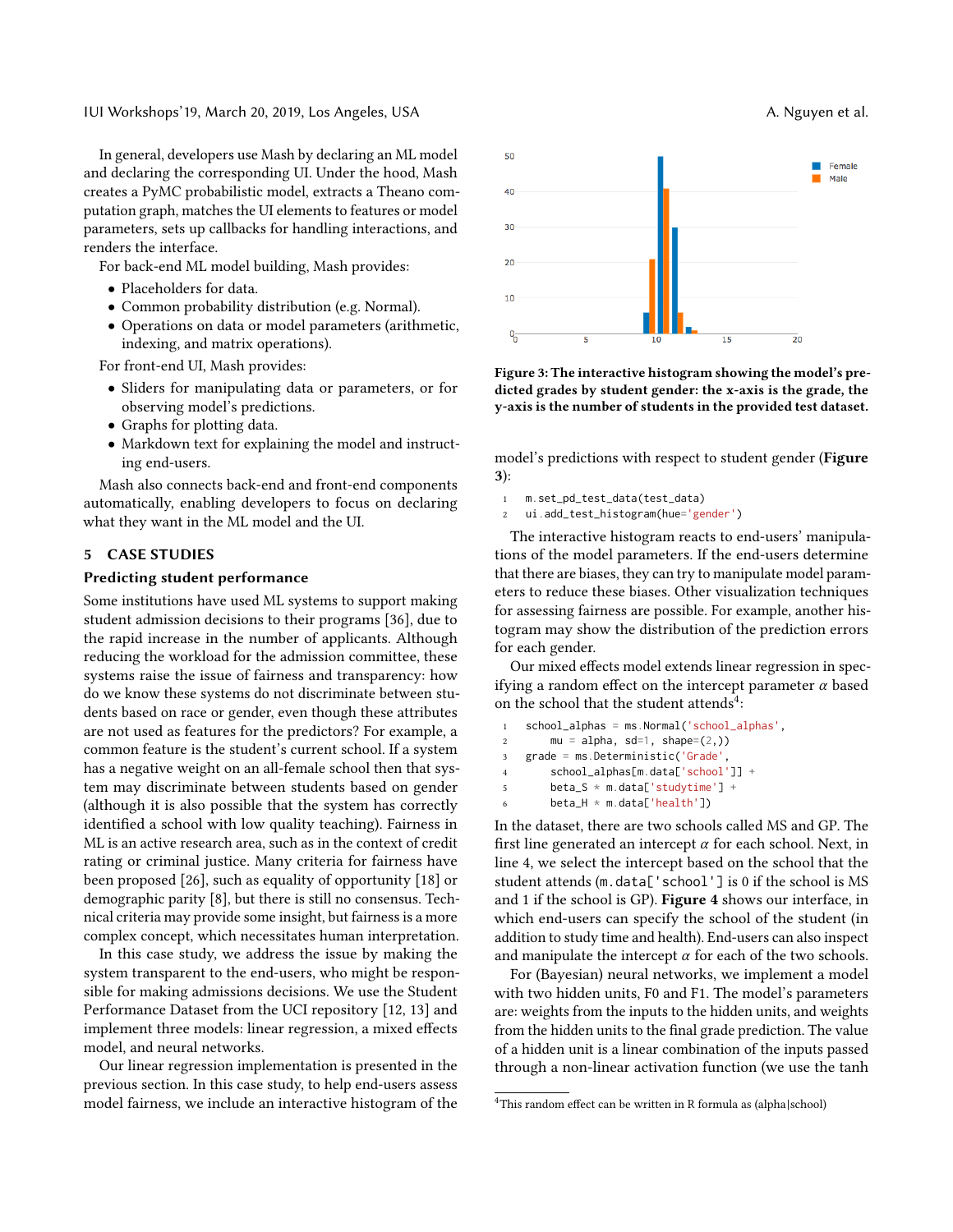In general, developers use Mash by declaring an ML model and declaring the corresponding UI. Under the hood, Mash creates a PyMC probabilistic model, extracts a Theano computation graph, matches the UI elements to features or model parameters, sets up callbacks for handling interactions, and renders the interface.

For back-end ML model building, Mash provides:

- Placeholders for data.
- Common probability distribution (e.g. Normal).
- Operations on data or model parameters (arithmetic, indexing, and matrix operations).

For front-end UI, Mash provides:

- Sliders for manipulating data or parameters, or for observing model's predictions.
- Graphs for plotting data.
- Markdown text for explaining the model and instructing end-users.

Mash also connects back-end and front-end components automatically, enabling developers to focus on declaring what they want in the ML model and the UI.

## 5 CASE STUDIES

### Predicting student performance

Some institutions have used ML systems to support making student admission decisions to their programs [36], due to the rapid increase in the number of applicants. Although reducing the workload for the admission committee, these systems raise the issue of fairness and transparency: how do we know these systems do not discriminate between students based on race or gender, even though these attributes are not used as features for the predictors? For example, a common feature is the student's current school. If a system has a negative weight on an all-female school then that system may discriminate between students based on gender (although it is also possible that the system has correctly identified a school with low quality teaching). Fairness in ML is an active research area, such as in the context of credit rating or criminal justice. Many criteria for fairness have been proposed [26], such as equality of opportunity [18] or demographic parity [8], but there is still no consensus. Technical criteria may provide some insight, but fairness is a more complex concept, which necessitates human interpretation.

In this case study, we address the issue by making the system transparent to the end-users, who might be responsible for making admissions decisions. We use the Student Performance Dataset from the UCI repository [12, 13] and implement three models: linear regression, a mixed effects model, and neural networks.

Our linear regression implementation is presented in the previous section. In this case study, to help end-users assess model fairness, we include an interactive histogram of the model's predictions with respect to student gender (**Figure 3**):

50
40
30
20
10
0
0 5 10 15 20
Female
Male

**Figure 3: The interactive histogram showing the model's predicted grades by student gender: the x-axis is the grade, the y-axis is the number of students in the provided test dataset.**

```
m.set_pd_test_data(test_data)
ui.add_test_histogram(hue='gender')
```

The interactive histogram reacts to end-users' manipulations of the model parameters. If the end-users determine that there are biases, they can try to manipulate model parameters to reduce these biases. Other visualization techniques for assessing fairness are possible. For example, another histogram may show the distribution of the prediction errors for each gender.

Our mixed effects model extends linear regression in specifying a random effect on the intercept parameter $\alpha$ based on the school that the student attends[4]:

```
school_alphas = ms.Normal('school_alphas',
    mu = alpha, sd=1, shape=(2,))
grade = ms.Deterministic('Grade',
    school_alphas[m.data['school']] +
    beta_S * m.data['studytime'] +
    beta_H * m.data['health'])
```

In the dataset, there are two schools called MS and GP. The first line generated an intercept $\alpha$ for each school. Next, in line 4, we select the intercept based on the school that the student attends (`m.data['school']` is 0 if the school is MS and 1 if the school is GP). **Figure 4** shows our interface, in which end-users can specify the school of the student (in addition to study time and health). End-users can also inspect and manipulate the intercept $\alpha$ for each of the two schools.

For (Bayesian) neural networks, we implement a model with two hidden units, F0 and F1. The model's parameters are: weights from the inputs to the hidden units, and weights from the hidden units to the final grade prediction. The value of a hidden unit is a linear combination of the inputs passed through a non-linear activation function (we use the tanh

[4] This random effect can be written in R formula as (alpha|school)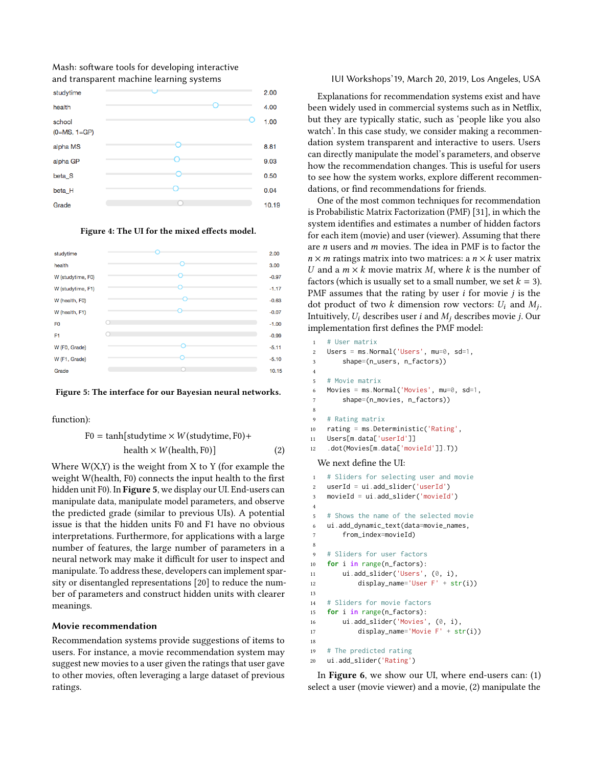studytime 2.00

health 4.00

school (0=MS, 1=GP) 1.00

alpha MS 8.81

alpha GP 9.03

beta_S 0.50

beta_H 0.04

Grade 10.19

**Figure 4: The UI for the mixed effects model.**

studytime 2.00

health 3.00

W (studytime, F0) -0.97

W (studytime, F1) -1.17

W (health, F0) -0.63

W (health, F1) -0.07

F0 -1.00

F1 -0.99

W (F0, Grade) -5.11

W (F1, Grade) -5.10

Grade 10.15

**Figure 5: The interface for our Bayesian neural networks.**

function):

$$\text{F0} = \tanh[\text{studytime} \times W(\text{studytime}, \text{F0}) + \text{health} \times W(\text{health}, \text{F0})] \quad (2)$$

Where W(X,Y) is the weight from X to Y (for example the weight W(health, F0) connects the input health to the first hidden unit F0). In **Figure 5**, we display our UI. End-users can manipulate data, manipulate model parameters, and observe the predicted grade (similar to previous UIs). A potential issue is that the hidden units F0 and F1 have no obvious interpretations. Furthermore, for applications with a large number of features, the large number of parameters in a neural network may make it difficult for users to inspect and manipulate. To address these, developers can implement sparsity or disentangled representations [20] to reduce the number of parameters and construct hidden units with clearer meanings.

## Movie recommendation

Recommendation systems provide suggestions of items to users. For instance, a movie recommendation system may suggest new movies to a user given the ratings that user gave to other movies, often leveraging a large dataset of previous ratings.

Explanations for recommendation systems exist and have been widely used in commercial systems such as in Netflix, but they are typically static, such as 'people like you also watch'. In this case study, we consider making a recommendation system transparent and interactive to users. Users can directly manipulate the model's parameters, and observe how the recommendation changes. This is useful for users to see how the system works, explore different recommendations, or find recommendations for friends.

One of the most common techniques for recommendation is Probabilistic Matrix Factorization (PMF) [31], in which the system identifies and estimates a number of hidden factors for each item (movie) and user (viewer). Assuming that there are $n$ users and $m$ movies. The idea in PMF is to factor the $n \times m$ ratings matrix into two matrices: a $n \times k$ user matrix $U$ and a $m \times k$ movie matrix $M$, where $k$ is the number of factors (which is usually set to a small number, we set $k = 3$). PMF assumes that the rating by user $i$ for movie $j$ is the dot product of two $k$ dimension row vectors: $U_i$ and $M_j$. Intuitively, $U_i$ describes user $i$ and $M_j$ describes movie $j$. Our implementation first defines the PMF model:

```
1  # User matrix
2  Users = ms.Normal('Users', mu=0, sd=1,
3      shape=(n_users, n_factors))
4
5  # Movie matrix
6  Movies = ms.Normal('Movies', mu=0, sd=1,
7      shape=(n_movies, n_factors))
8
9  # Rating matrix
10 rating = ms.Deterministic('Rating',
11 Users[m.data['userId']]
12 .dot(Movies[m.data['movieId']].T))
```

We next define the UI:

```
1  # Sliders for selecting user and movie
2  userId = ui.add_slider('userId')
3  movieId = ui.add_slider('movieId')
4
5  # Shows the name of the selected movie
6  ui.add_dynamic_text(data=movie_names,
7      from_index=movieId)
8
9  # Sliders for user factors
10 for i in range(n_factors):
11     ui.add_slider('Users', (0, i),
12         display_name='User F' + str(i))
13
14 # Sliders for movie factors
15 for i in range(n_factors):
16     ui.add_slider('Movies', (0, i),
17         display_name='Movie F' + str(i))
18
19 # The predicted rating
20 ui.add_slider('Rating')
```

In **Figure 6**, we show our UI, where end-users can: (1) select a user (movie viewer) and a movie, (2) manipulate the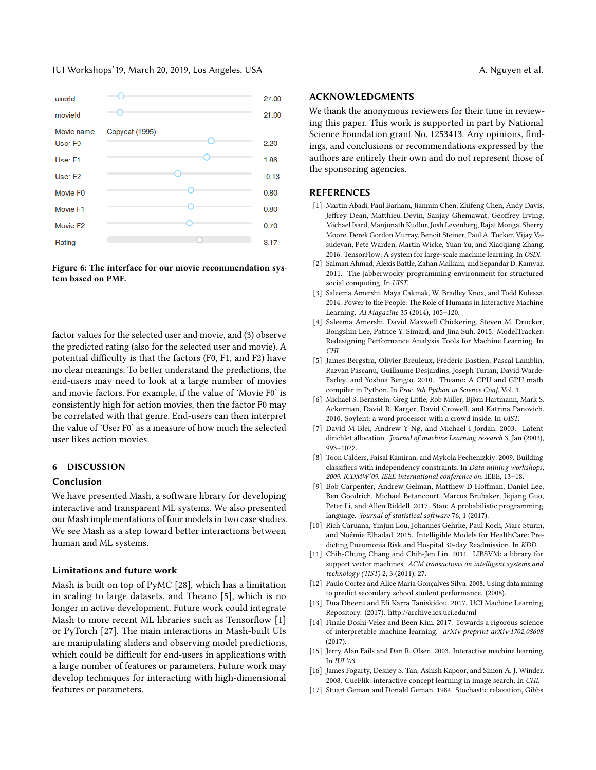| | | |
|---|---|---|
| userId | | 27.00 |
| movieId | | 21.00 |
| Movie name | Copycat (1995) | |
| User F0 | | 2.20 |
| User F1 | | 1.86 |
| User F2 | | -0.13 |
| Movie F0 | | 0.80 |
| Movie F1 | | 0.80 |
| Movie F2 | | 0.70 |
| Rating | | 3.17 |

**Figure 6: The interface for our movie recommendation system based on PMF.**

factor values for the selected user and movie, and (3) observe the predicted rating (also for the selected user and movie). A potential difficulty is that the factors (F0, F1, and F2) have no clear meanings. To better understand the predictions, the end-users may need to look at a large number of movies and movie factors. For example, if the value of 'Movie F0' is consistently high for action movies, then the factor F0 may be correlated with that genre. End-users can then interpret the value of 'User F0' as a measure of how much the selected user likes action movies.

## 6 DISCUSSION

### Conclusion

We have presented Mash, a software library for developing interactive and transparent ML systems. We also presented our Mash implementations of four models in two case studies. We see Mash as a step toward better interactions between human and ML systems.

### Limitations and future work

Mash is built on top of PyMC [28], which has a limitation in scaling to large datasets, and Theano [5], which is no longer in active development. Future work could integrate Mash to more recent ML libraries such as Tensorflow [1] or PyTorch [27]. The main interactions in Mash-built UIs are manipulating sliders and observing model predictions, which could be difficult for end-users in applications with a large number of features or parameters. Future work may develop techniques for interacting with high-dimensional features or parameters.

## ACKNOWLEDGMENTS

We thank the anonymous reviewers for their time in reviewing this paper. This work is supported in part by National Science Foundation grant No. 1253413. Any opinions, findings, and conclusions or recommendations expressed by the authors are entirely their own and do not represent those of the sponsoring agencies.

## REFERENCES

[1] Martín Abadi, Paul Barham, Jianmin Chen, Zhifeng Chen, Andy Davis, Jeffrey Dean, Matthieu Devin, Sanjay Ghemawat, Geoffrey Irving, Michael Isard, Manjunath Kudlur, Josh Levenberg, Rajat Monga, Sherry Moore, Derek Gordon Murray, Benoit Steiner, Paul A. Tucker, Vijay Vasudevan, Pete Warden, Martin Wicke, Yuan Yu, and Xiaoqiang Zhang. 2016. TensorFlow: A system for large-scale machine learning. In *OSDI*.

[2] Salman Ahmad, Alexis Battle, Zahan Malkani, and Sepandar D. Kamvar. 2011. The jabberwocky programming environment for structured social computing. In *UIST*.

[3] Saleema Amershi, Maya Cakmak, W. Bradley Knox, and Todd Kulesza. 2014. Power to the People: The Role of Humans in Interactive Machine Learning. *AI Magazine* 35 (2014), 105–120.

[4] Saleema Amershi, David Maxwell Chickering, Steven M. Drucker, Bongshin Lee, Patrice Y. Simard, and Jina Suh. 2015. ModelTracker: Redesigning Performance Analysis Tools for Machine Learning. In *CHI*.

[5] James Bergstra, Olivier Breuleux, Frédéric Bastien, Pascal Lamblin, Razvan Pascanu, Guillaume Desjardins, Joseph Turian, David Warde-Farley, and Yoshua Bengio. 2010. Theano: A CPU and GPU math compiler in Python. In *Proc. 9th Python in Science Conf*, Vol. 1.

[6] Michael S. Bernstein, Greg Little, Rob Miller, Björn Hartmann, Mark S. Ackerman, David R. Karger, David Crowell, and Katrina Panovich. 2010. Soylent: a word processor with a crowd inside. In *UIST*.

[7] David M Blei, Andrew Y Ng, and Michael I Jordan. 2003. Latent dirichlet allocation. *Journal of machine Learning research* 3, Jan (2003), 993–1022.

[8] Toon Calders, Faisal Kamiran, and Mykola Pechenizkiy. 2009. Building classifiers with independency constraints. In *Data mining workshops, 2009. ICDMW'09. IEEE international conference on*. IEEE, 13–18.

[9] Bob Carpenter, Andrew Gelman, Matthew D Hoffman, Daniel Lee, Ben Goodrich, Michael Betancourt, Marcus Brubaker, Jiqiang Guo, Peter Li, and Allen Riddell. 2017. Stan: A probabilistic programming language. *Journal of statistical software* 76, 1 (2017).

[10] Rich Caruana, Yinjun Lou, Johannes Gehrke, Paul Koch, Marc Sturm, and Noémie Elhadad. 2015. Intelligible Models for HealthCare: Predicting Pneumonia Risk and Hospital 30-day Readmission. In *KDD*.

[11] Chih-Chung Chang and Chih-Jen Lin. 2011. LIBSVM: a library for support vector machines. *ACM transactions on intelligent systems and technology (TIST)* 2, 3 (2011), 27.

[12] Paulo Cortez and Alice Maria Gonçalves Silva. 2008. Using data mining to predict secondary school student performance. (2008).

[13] Dua Dheeru and Efi Karra Taniskidou. 2017. UCI Machine Learning Repository. (2017). http://archive.ics.uci.edu/ml

[14] Finale Doshi-Velez and Been Kim. 2017. Towards a rigorous science of interpretable machine learning. *arXiv preprint arXiv:1702.08608* (2017).

[15] Jerry Alan Fails and Dan R. Olsen. 2003. Interactive machine learning. In *IUI '03*.

[16] James Fogarty, Desney S. Tan, Ashish Kapoor, and Simon A. J. Winder. 2008. CueFlik: interactive concept learning in image search. In *CHI*.

[17] Stuart Geman and Donald Geman. 1984. Stochastic relaxation, Gibbs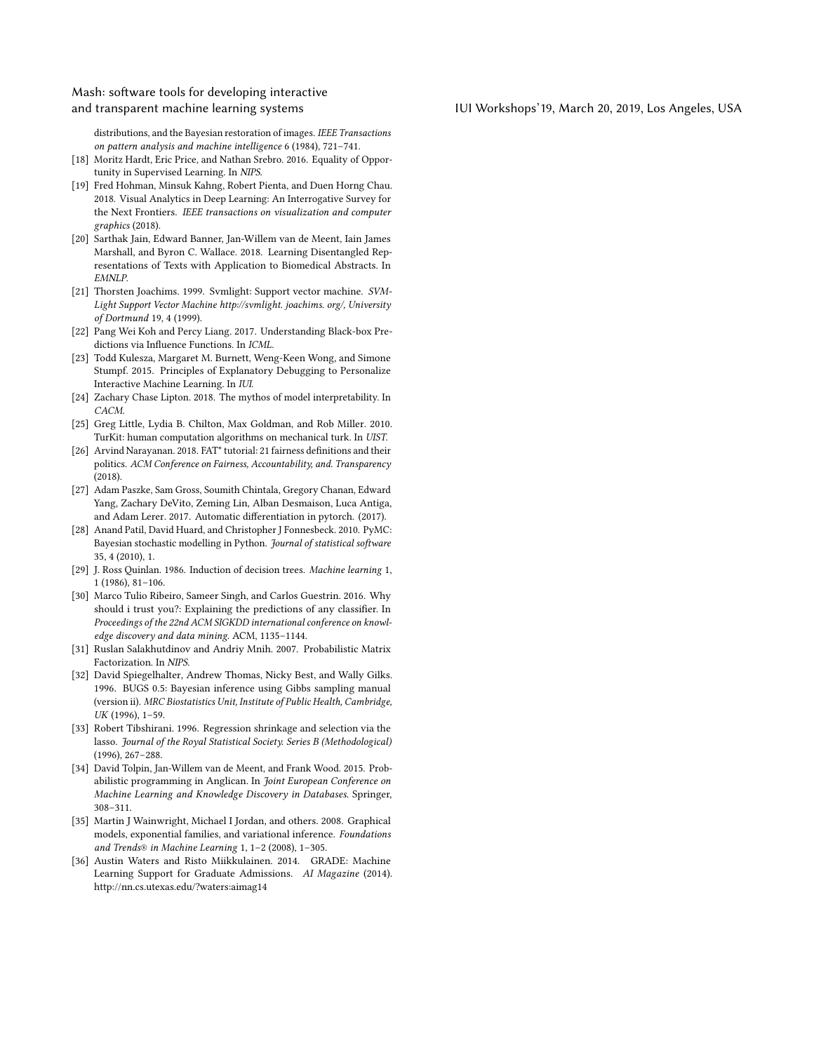distributions, and the Bayesian restoration of images. *IEEE Transactions on pattern analysis and machine intelligence* 6 (1984), 721–741.

[18] Moritz Hardt, Eric Price, and Nathan Srebro. 2016. Equality of Opportunity in Supervised Learning. In *NIPS*.

[19] Fred Hohman, Minsuk Kahng, Robert Pienta, and Duen Horng Chau. 2018. Visual Analytics in Deep Learning: An Interrogative Survey for the Next Frontiers. *IEEE transactions on visualization and computer graphics* (2018).

[20] Sarthak Jain, Edward Banner, Jan-Willem van de Meent, Iain James Marshall, and Byron C. Wallace. 2018. Learning Disentangled Representations of Texts with Application to Biomedical Abstracts. In *EMNLP*.

[21] Thorsten Joachims. 1999. Svmlight: Support vector machine. *SVM-Light Support Vector Machine http://svmlight. joachims. org/, University of Dortmund* 19, 4 (1999).

[22] Pang Wei Koh and Percy Liang. 2017. Understanding Black-box Predictions via Influence Functions. In *ICML*.

[23] Todd Kulesza, Margaret M. Burnett, Weng-Keen Wong, and Simone Stumpf. 2015. Principles of Explanatory Debugging to Personalize Interactive Machine Learning. In *IUI*.

[24] Zachary Chase Lipton. 2018. The mythos of model interpretability. In *CACM*.

[25] Greg Little, Lydia B. Chilton, Max Goldman, and Rob Miller. 2010. TurKit: human computation algorithms on mechanical turk. In *UIST*.

[26] Arvind Narayanan. 2018. FAT* tutorial: 21 fairness definitions and their politics. *ACM Conference on Fairness, Accountability, and. Transparency* (2018).

[27] Adam Paszke, Sam Gross, Soumith Chintala, Gregory Chanan, Edward Yang, Zachary DeVito, Zeming Lin, Alban Desmaison, Luca Antiga, and Adam Lerer. 2017. Automatic differentiation in pytorch. (2017).

[28] Anand Patil, David Huard, and Christopher J Fonnesbeck. 2010. PyMC: Bayesian stochastic modelling in Python. *Journal of statistical software* 35, 4 (2010), 1.

[29] J. Ross Quinlan. 1986. Induction of decision trees. *Machine learning* 1, 1 (1986), 81–106.

[30] Marco Tulio Ribeiro, Sameer Singh, and Carlos Guestrin. 2016. Why should i trust you?: Explaining the predictions of any classifier. In *Proceedings of the 22nd ACM SIGKDD international conference on knowledge discovery and data mining*. ACM, 1135–1144.

[31] Ruslan Salakhutdinov and Andriy Mnih. 2007. Probabilistic Matrix Factorization. In *NIPS*.

[32] David Spiegelhalter, Andrew Thomas, Nicky Best, and Wally Gilks. 1996. BUGS 0.5: Bayesian inference using Gibbs sampling manual (version ii). *MRC Biostatistics Unit, Institute of Public Health, Cambridge, UK* (1996), 1–59.

[33] Robert Tibshirani. 1996. Regression shrinkage and selection via the lasso. *Journal of the Royal Statistical Society. Series B (Methodological)* (1996), 267–288.

[34] David Tolpin, Jan-Willem van de Meent, and Frank Wood. 2015. Probabilistic programming in Anglican. In *Joint European Conference on Machine Learning and Knowledge Discovery in Databases*. Springer, 308–311.

[35] Martin J Wainwright, Michael I Jordan, and others. 2008. Graphical models, exponential families, and variational inference. *Foundations and Trends® in Machine Learning* 1, 1–2 (2008), 1–305.

[36] Austin Waters and Risto Miikkulainen. 2014. GRADE: Machine Learning Support for Graduate Admissions. *AI Magazine* (2014). http://nn.cs.utexas.edu/?waters:aimag14